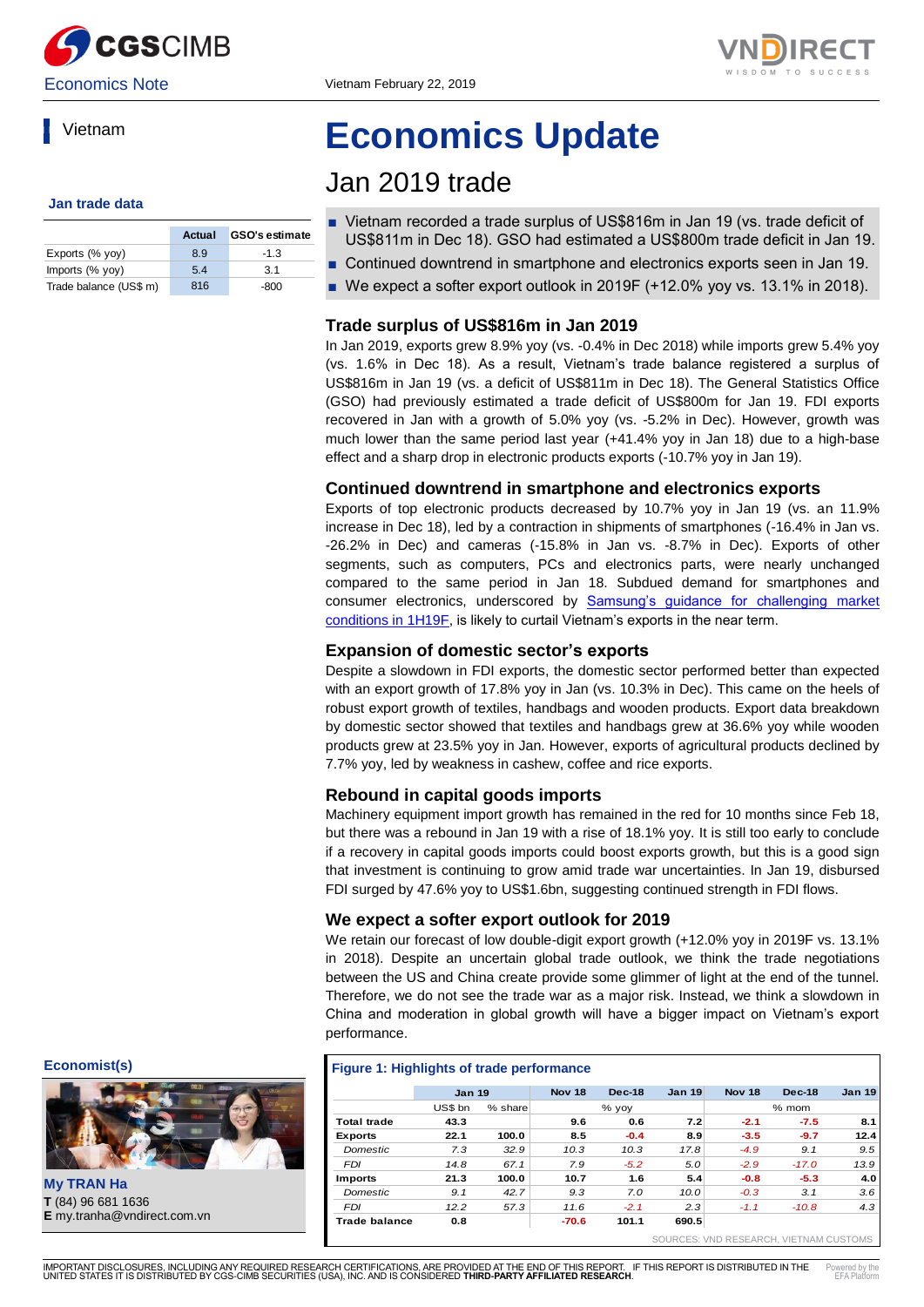CGS CIMB | VNDIRECT

Economics Note

Vietnam February 22, 2019

## Vietnam

# Economics Update

## Jan 2019 trade

- Vietnam recorded a trade surplus of US$816m in Jan 19 (vs. trade deficit of US$811m in Dec 18). GSO had estimated a US$800m trade deficit in Jan 19.
- Continued downtrend in smartphone and electronics exports seen in Jan 19.
- We expect a softer export outlook in 2019F (+12.0% yoy vs. 13.1% in 2018).

**Jan trade data**

| | Actual | GSO's estimate |
|---|---|---|
| Exports (% yoy) | 8.9 | -1.3 |
| Imports (% yoy) | 5.4 | 3.1 |
| Trade balance (US$ m) | 816 | -800 |

### Trade surplus of US$816m in Jan 2019

In Jan 2019, exports grew 8.9% yoy (vs. -0.4% in Dec 2018) while imports grew 5.4% yoy (vs. 1.6% in Dec 18). As a result, Vietnam's trade balance registered a surplus of US$816m in Jan 19 (vs. a deficit of US$811m in Dec 18). The General Statistics Office (GSO) had previously estimated a trade deficit of US$800m for Jan 19. FDI exports recovered in Jan with a growth of 5.0% yoy (vs. -5.2% in Dec). However, growth was much lower than the same period last year (+41.4% yoy in Jan 18) due to a high-base effect and a sharp drop in electronic products exports (-10.7% yoy in Jan 19).

### Continued downtrend in smartphone and electronics exports

Exports of top electronic products decreased by 10.7% yoy in Jan 19 (vs. an 11.9% increase in Dec 18), led by a contraction in shipments of smartphones (-16.4% in Jan vs. -26.2% in Dec) and cameras (-15.8% in Jan vs. -8.7% in Dec). Exports of other segments, such as computers, PCs and electronics parts, were nearly unchanged compared to the same period in Jan 18. Subdued demand for smartphones and consumer electronics, underscored by Samsung's guidance for challenging market conditions in 1H19F, is likely to curtail Vietnam's exports in the near term.

### Expansion of domestic sector's exports

Despite a slowdown in FDI exports, the domestic sector performed better than expected with an export growth of 17.8% yoy in Jan (vs. 10.3% in Dec). This came on the heels of robust export growth of textiles, handbags and wooden products. Export data breakdown by domestic sector showed that textiles and handbags grew at 36.6% yoy while wooden products grew at 23.5% yoy in Jan. However, exports of agricultural products declined by 7.7% yoy, led by weakness in cashew, coffee and rice exports.

### Rebound in capital goods imports

Machinery equipment import growth has remained in the red for 10 months since Feb 18, but there was a rebound in Jan 19 with a rise of 18.1% yoy. It is still too early to conclude if a recovery in capital goods imports could boost exports growth, but this is a good sign that investment is continuing to grow amid trade war uncertainties. In Jan 19, disbursed FDI surged by 47.6% yoy to US$1.6bn, suggesting continued strength in FDI flows.

### We expect a softer export outlook for 2019

We retain our forecast of low double-digit export growth (+12.0% yoy in 2019F vs. 13.1% in 2018). Despite an uncertain global trade outlook, we think the trade negotiations between the US and China create provide some glimmer of light at the end of the tunnel. Therefore, we do not see the trade war as a major risk. Instead, we think a slowdown in China and moderation in global growth will have a bigger impact on Vietnam's export performance.

**Economist(s)**

**My TRAN Ha**
**T** (84) 96 681 1636
**E** my.tranha@vndirect.com.vn

**Figure 1: Highlights of trade performance**

| | Jan 19 | | Nov 18 | Dec-18 | Jan 19 | Nov 18 | Dec-18 | Jan 19 |
|---|---|---|---|---|---|---|---|---|
| | US$ bn | % share | % yoy | | | % mom | | |
| **Total trade** | **43.3** | | **9.6** | **0.6** | **7.2** | **-2.1** | **-7.5** | **8.1** |
| **Exports** | **22.1** | **100.0** | **8.5** | **-0.4** | **8.9** | **-3.5** | **-9.7** | **12.4** |
| *Domestic* | *7.3* | *32.9* | *10.3* | *10.3* | *17.8* | *-4.9* | *9.1* | *9.5* |
| *FDI* | *14.8* | *67.1* | *7.9* | *-5.2* | *5.0* | *-2.9* | *-17.0* | *13.9* |
| **Imports** | **21.3** | **100.0** | **10.7** | **1.6** | **5.4** | **-0.8** | **-5.3** | **4.0** |
| *Domestic* | *9.1* | *42.7* | *9.3* | *7.0* | *10.0* | *-0.3* | *3.1* | *3.6* |
| *FDI* | *12.2* | *57.3* | *11.6* | *-2.1* | *2.3* | *-1.1* | *-10.8* | *4.3* |
| **Trade balance** | **0.8** | | **-70.6** | **101.1** | **690.5** | | | |

SOURCES: VND RESEARCH, VIETNAM CUSTOMS

IMPORTANT DISCLOSURES, INCLUDING ANY REQUIRED RESEARCH CERTIFICATIONS, ARE PROVIDED AT THE END OF THIS REPORT. IF THIS REPORT IS DISTRIBUTED IN THE UNITED STATES IT IS DISTRIBUTED BY CGS-CIMB SECURITIES (USA), INC. AND IS CONSIDERED **THIRD-PARTY AFFILIATED RESEARCH**.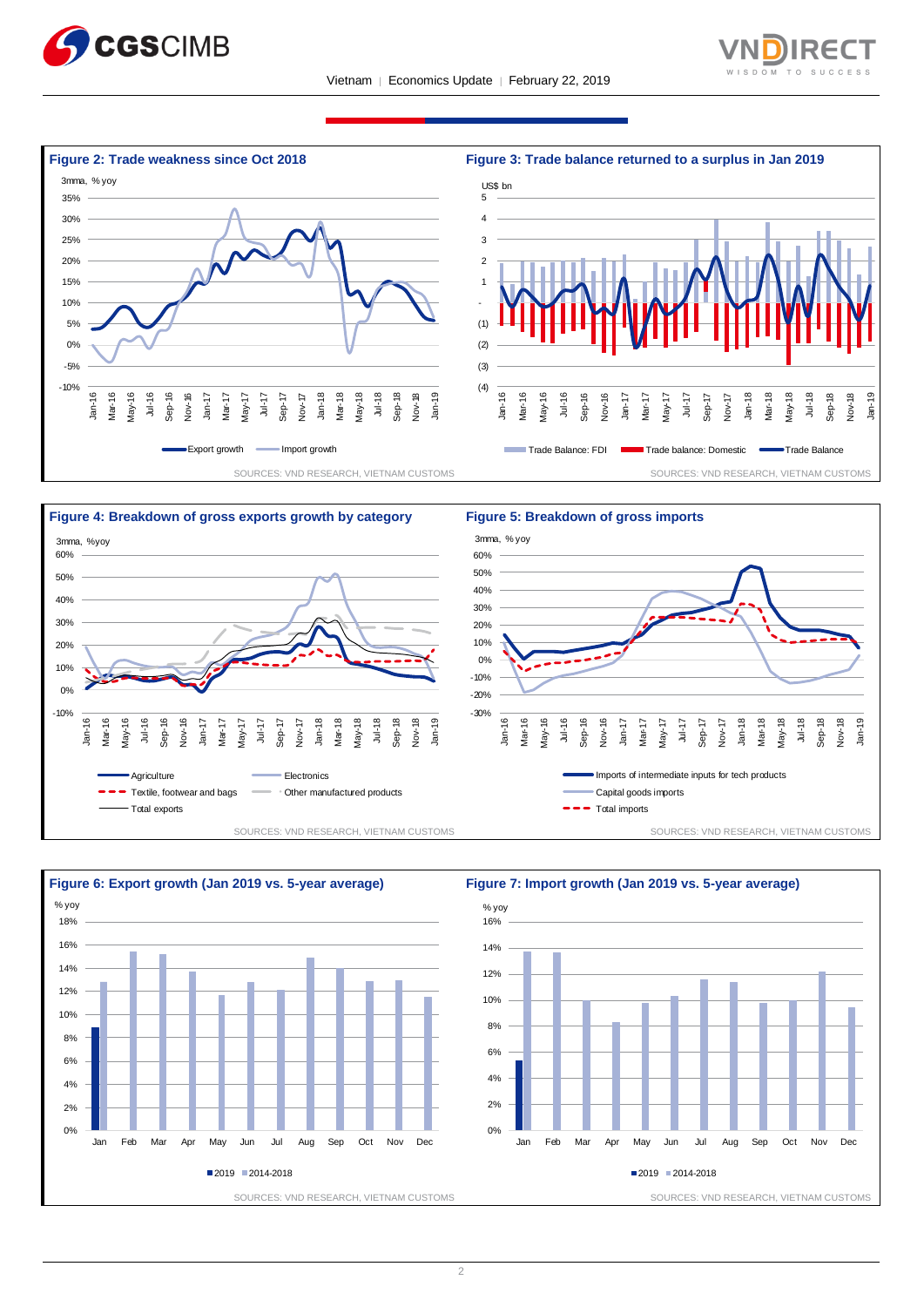**Figure 2: Trade weakness since Oct 2018**

3mma, % yoy

Export growth | Import growth

SOURCES: VND RESEARCH, VIETNAM CUSTOMS

**Figure 3: Trade balance returned to a surplus in Jan 2019**

US$ bn

Trade Balance: FDI | Trade balance: Domestic | Trade Balance

SOURCES: VND RESEARCH, VIETNAM CUSTOMS

**Figure 4: Breakdown of gross exports growth by category**

3mma, %yoy

Agriculture | Electronics | Textile, footwear and bags | Other manufactured products | Total exports

SOURCES: VND RESEARCH, VIETNAM CUSTOMS

**Figure 5: Breakdown of gross imports**

3mma, % yoy

Imports of intermediate inputs for tech products | Capital goods imports | Total imports

SOURCES: VND RESEARCH, VIETNAM CUSTOMS

**Figure 6: Export growth (Jan 2019 vs. 5-year average)**

% yoy

2019 | 2014-2018

SOURCES: VND RESEARCH, VIETNAM CUSTOMS

**Figure 7: Import growth (Jan 2019 vs. 5-year average)**

% yoy

2019 | 2014-2018

SOURCES: VND RESEARCH, VIETNAM CUSTOMS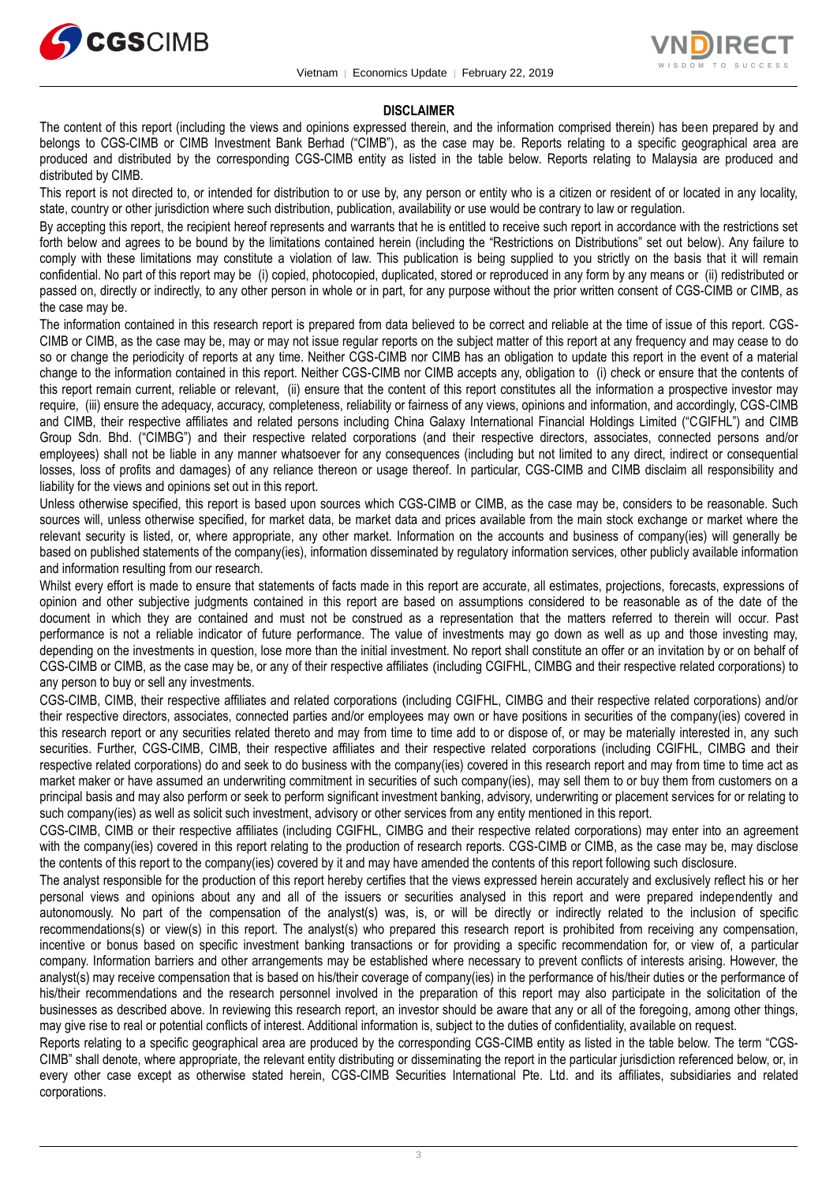**DISCLAIMER**

The content of this report (including the views and opinions expressed therein, and the information comprised therein) has been prepared by and belongs to CGS-CIMB or CIMB Investment Bank Berhad ("CIMB"), as the case may be. Reports relating to a specific geographical area are produced and distributed by the corresponding CGS-CIMB entity as listed in the table below. Reports relating to Malaysia are produced and distributed by CIMB.

This report is not directed to, or intended for distribution to or use by, any person or entity who is a citizen or resident of or located in any locality, state, country or other jurisdiction where such distribution, publication, availability or use would be contrary to law or regulation.

By accepting this report, the recipient hereof represents and warrants that he is entitled to receive such report in accordance with the restrictions set forth below and agrees to be bound by the limitations contained herein (including the "Restrictions on Distributions" set out below). Any failure to comply with these limitations may constitute a violation of law. This publication is being supplied to you strictly on the basis that it will remain confidential. No part of this report may be (i) copied, photocopied, duplicated, stored or reproduced in any form by any means or (ii) redistributed or passed on, directly or indirectly, to any other person in whole or in part, for any purpose without the prior written consent of CGS-CIMB or CIMB, as the case may be.

The information contained in this research report is prepared from data believed to be correct and reliable at the time of issue of this report. CGS-CIMB or CIMB, as the case may be, may or may not issue regular reports on the subject matter of this report at any frequency and may cease to do so or change the periodicity of reports at any time. Neither CGS-CIMB nor CIMB has an obligation to update this report in the event of a material change to the information contained in this report. Neither CGS-CIMB nor CIMB accepts any, obligation to (i) check or ensure that the contents of this report remain current, reliable or relevant, (ii) ensure that the content of this report constitutes all the information a prospective investor may require, (iii) ensure the adequacy, accuracy, completeness, reliability or fairness of any views, opinions and information, and accordingly, CGS-CIMB and CIMB, their respective affiliates and related persons including China Galaxy International Financial Holdings Limited ("CGIFHL") and CIMB Group Sdn. Bhd. ("CIMBG") and their respective related corporations (and their respective directors, associates, connected persons and/or employees) shall not be liable in any manner whatsoever for any consequences (including but not limited to any direct, indirect or consequential losses, loss of profits and damages) of any reliance thereon or usage thereof. In particular, CGS-CIMB and CIMB disclaim all responsibility and liability for the views and opinions set out in this report.

Unless otherwise specified, this report is based upon sources which CGS-CIMB or CIMB, as the case may be, considers to be reasonable. Such sources will, unless otherwise specified, for market data, be market data and prices available from the main stock exchange or market where the relevant security is listed, or, where appropriate, any other market. Information on the accounts and business of company(ies) will generally be based on published statements of the company(ies), information disseminated by regulatory information services, other publicly available information and information resulting from our research.

Whilst every effort is made to ensure that statements of facts made in this report are accurate, all estimates, projections, forecasts, expressions of opinion and other subjective judgments contained in this report are based on assumptions considered to be reasonable as of the date of the document in which they are contained and must not be construed as a representation that the matters referred to therein will occur. Past performance is not a reliable indicator of future performance. The value of investments may go down as well as up and those investing may, depending on the investments in question, lose more than the initial investment. No report shall constitute an offer or an invitation by or on behalf of CGS-CIMB or CIMB, as the case may be, or any of their respective affiliates (including CGIFHL, CIMBG and their respective related corporations) to any person to buy or sell any investments.

CGS-CIMB, CIMB, their respective affiliates and related corporations (including CGIFHL, CIMBG and their respective related corporations) and/or their respective directors, associates, connected parties and/or employees may own or have positions in securities of the company(ies) covered in this research report or any securities related thereto and may from time to time add to or dispose of, or may be materially interested in, any such securities. Further, CGS-CIMB, CIMB, their respective affiliates and their respective related corporations (including CGIFHL, CIMBG and their respective related corporations) do and seek to do business with the company(ies) covered in this research report and may from time to time act as market maker or have assumed an underwriting commitment in securities of such company(ies), may sell them to or buy them from customers on a principal basis and may also perform or seek to perform significant investment banking, advisory, underwriting or placement services for or relating to such company(ies) as well as solicit such investment, advisory or other services from any entity mentioned in this report.

CGS-CIMB, CIMB or their respective affiliates (including CGIFHL, CIMBG and their respective related corporations) may enter into an agreement with the company(ies) covered in this report relating to the production of research reports. CGS-CIMB or CIMB, as the case may be, may disclose the contents of this report to the company(ies) covered by it and may have amended the contents of this report following such disclosure.

The analyst responsible for the production of this report hereby certifies that the views expressed herein accurately and exclusively reflect his or her personal views and opinions about any and all of the issuers or securities analysed in this report and were prepared independently and autonomously. No part of the compensation of the analyst(s) was, is, or will be directly or indirectly related to the inclusion of specific recommendations(s) or view(s) in this report. The analyst(s) who prepared this research report is prohibited from receiving any compensation, incentive or bonus based on specific investment banking transactions or for providing a specific recommendation for, or view of, a particular company. Information barriers and other arrangements may be established where necessary to prevent conflicts of interests arising. However, the analyst(s) may receive compensation that is based on his/their coverage of company(ies) in the performance of his/their duties or the performance of his/their recommendations and the research personnel involved in the preparation of this report may also participate in the solicitation of the businesses as described above. In reviewing this research report, an investor should be aware that any or all of the foregoing, among other things, may give rise to real or potential conflicts of interest. Additional information is, subject to the duties of confidentiality, available on request.

Reports relating to a specific geographical area are produced by the corresponding CGS-CIMB entity as listed in the table below. The term "CGS-CIMB" shall denote, where appropriate, the relevant entity distributing or disseminating the report in the particular jurisdiction referenced below, or, in every other case except as otherwise stated herein, CGS-CIMB Securities International Pte. Ltd. and its affiliates, subsidiaries and related corporations.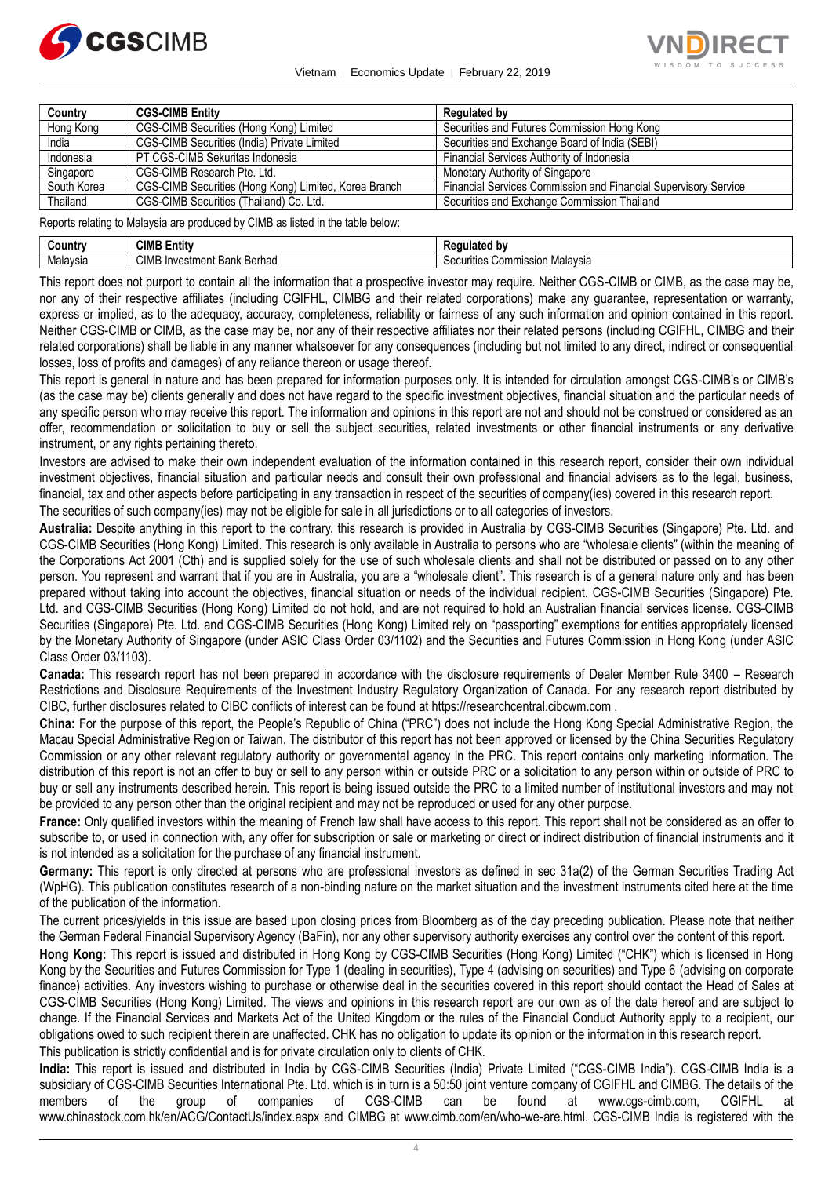| Country | CGS-CIMB Entity | Regulated by |
| --- | --- | --- |
| Hong Kong | CGS-CIMB Securities (Hong Kong) Limited | Securities and Futures Commission Hong Kong |
| India | CGS-CIMB Securities (India) Private Limited | Securities and Exchange Board of India (SEBI) |
| Indonesia | PT CGS-CIMB Sekuritas Indonesia | Financial Services Authority of Indonesia |
| Singapore | CGS-CIMB Research Pte. Ltd. | Monetary Authority of Singapore |
| South Korea | CGS-CIMB Securities (Hong Kong) Limited, Korea Branch | Financial Services Commission and Financial Supervisory Service |
| Thailand | CGS-CIMB Securities (Thailand) Co. Ltd. | Securities and Exchange Commission Thailand |

Reports relating to Malaysia are produced by CIMB as listed in the table below:

| Country | CIMB Entity | Regulated by |
| --- | --- | --- |
| Malaysia | CIMB Investment Bank Berhad | Securities Commission Malaysia |

This report does not purport to contain all the information that a prospective investor may require. Neither CGS-CIMB or CIMB, as the case may be, nor any of their respective affiliates (including CGIFHL, CIMBG and their related corporations) make any guarantee, representation or warranty, express or implied, as to the adequacy, accuracy, completeness, reliability or fairness of any such information and opinion contained in this report. Neither CGS-CIMB or CIMB, as the case may be, nor any of their respective affiliates nor their related persons (including CGIFHL, CIMBG and their related corporations) shall be liable in any manner whatsoever for any consequences (including but not limited to any direct, indirect or consequential losses, loss of profits and damages) of any reliance thereon or usage thereof.

This report is general in nature and has been prepared for information purposes only. It is intended for circulation amongst CGS-CIMB's or CIMB's (as the case may be) clients generally and does not have regard to the specific investment objectives, financial situation and the particular needs of any specific person who may receive this report. The information and opinions in this report are not and should not be construed or considered as an offer, recommendation or solicitation to buy or sell the subject securities, related investments or other financial instruments or any derivative instrument, or any rights pertaining thereto.

Investors are advised to make their own independent evaluation of the information contained in this research report, consider their own individual investment objectives, financial situation and particular needs and consult their own professional and financial advisers as to the legal, business, financial, tax and other aspects before participating in any transaction in respect of the securities of company(ies) covered in this research report.

The securities of such company(ies) may not be eligible for sale in all jurisdictions or to all categories of investors.

**Australia:** Despite anything in this report to the contrary, this research is provided in Australia by CGS-CIMB Securities (Singapore) Pte. Ltd. and CGS-CIMB Securities (Hong Kong) Limited. This research is only available in Australia to persons who are "wholesale clients" (within the meaning of the Corporations Act 2001 (Cth) and is supplied solely for the use of such wholesale clients and shall not be distributed or passed on to any other person. You represent and warrant that if you are in Australia, you are a "wholesale client". This research is of a general nature only and has been prepared without taking into account the objectives, financial situation or needs of the individual recipient. CGS-CIMB Securities (Singapore) Pte. Ltd. and CGS-CIMB Securities (Hong Kong) Limited do not hold, and are not required to hold an Australian financial services license. CGS-CIMB Securities (Singapore) Pte. Ltd. and CGS-CIMB Securities (Hong Kong) Limited rely on "passporting" exemptions for entities appropriately licensed by the Monetary Authority of Singapore (under ASIC Class Order 03/1102) and the Securities and Futures Commission in Hong Kong (under ASIC Class Order 03/1103).

**Canada:** This research report has not been prepared in accordance with the disclosure requirements of Dealer Member Rule 3400 – Research Restrictions and Disclosure Requirements of the Investment Industry Regulatory Organization of Canada. For any research report distributed by CIBC, further disclosures related to CIBC conflicts of interest can be found at https://researchcentral.cibcwm.com .

**China:** For the purpose of this report, the People's Republic of China ("PRC") does not include the Hong Kong Special Administrative Region, the Macau Special Administrative Region or Taiwan. The distributor of this report has not been approved or licensed by the China Securities Regulatory Commission or any other relevant regulatory authority or governmental agency in the PRC. This report contains only marketing information. The distribution of this report is not an offer to buy or sell to any person within or outside PRC or a solicitation to any person within or outside of PRC to buy or sell any instruments described herein. This report is being issued outside the PRC to a limited number of institutional investors and may not be provided to any person other than the original recipient and may not be reproduced or used for any other purpose.

**France:** Only qualified investors within the meaning of French law shall have access to this report. This report shall not be considered as an offer to subscribe to, or used in connection with, any offer for subscription or sale or marketing or direct or indirect distribution of financial instruments and it is not intended as a solicitation for the purchase of any financial instrument.

**Germany:** This report is only directed at persons who are professional investors as defined in sec 31a(2) of the German Securities Trading Act (WpHG). This publication constitutes research of a non-binding nature on the market situation and the investment instruments cited here at the time of the publication of the information.

The current prices/yields in this issue are based upon closing prices from Bloomberg as of the day preceding publication. Please note that neither the German Federal Financial Supervisory Agency (BaFin), nor any other supervisory authority exercises any control over the content of this report.

**Hong Kong:** This report is issued and distributed in Hong Kong by CGS-CIMB Securities (Hong Kong) Limited ("CHK") which is licensed in Hong Kong by the Securities and Futures Commission for Type 1 (dealing in securities), Type 4 (advising on securities) and Type 6 (advising on corporate finance) activities. Any investors wishing to purchase or otherwise deal in the securities covered in this report should contact the Head of Sales at CGS-CIMB Securities (Hong Kong) Limited. The views and opinions in this research report are our own as of the date hereof and are subject to change. If the Financial Services and Markets Act of the United Kingdom or the rules of the Financial Conduct Authority apply to a recipient, our obligations owed to such recipient therein are unaffected. CHK has no obligation to update its opinion or the information in this research report.

This publication is strictly confidential and is for private circulation only to clients of CHK.

**India:** This report is issued and distributed in India by CGS-CIMB Securities (India) Private Limited ("CGS-CIMB India"). CGS-CIMB India is a subsidiary of CGS-CIMB Securities International Pte. Ltd. which is in turn is a 50:50 joint venture company of CGIFHL and CIMBG. The details of the members of the group of companies of CGS-CIMB can be found at www.cgs-cimb.com, CGIFHL at www.chinastock.com.hk/en/ACG/ContactUs/index.aspx and CIMBG at www.cimb.com/en/who-we-are.html. CGS-CIMB India is registered with the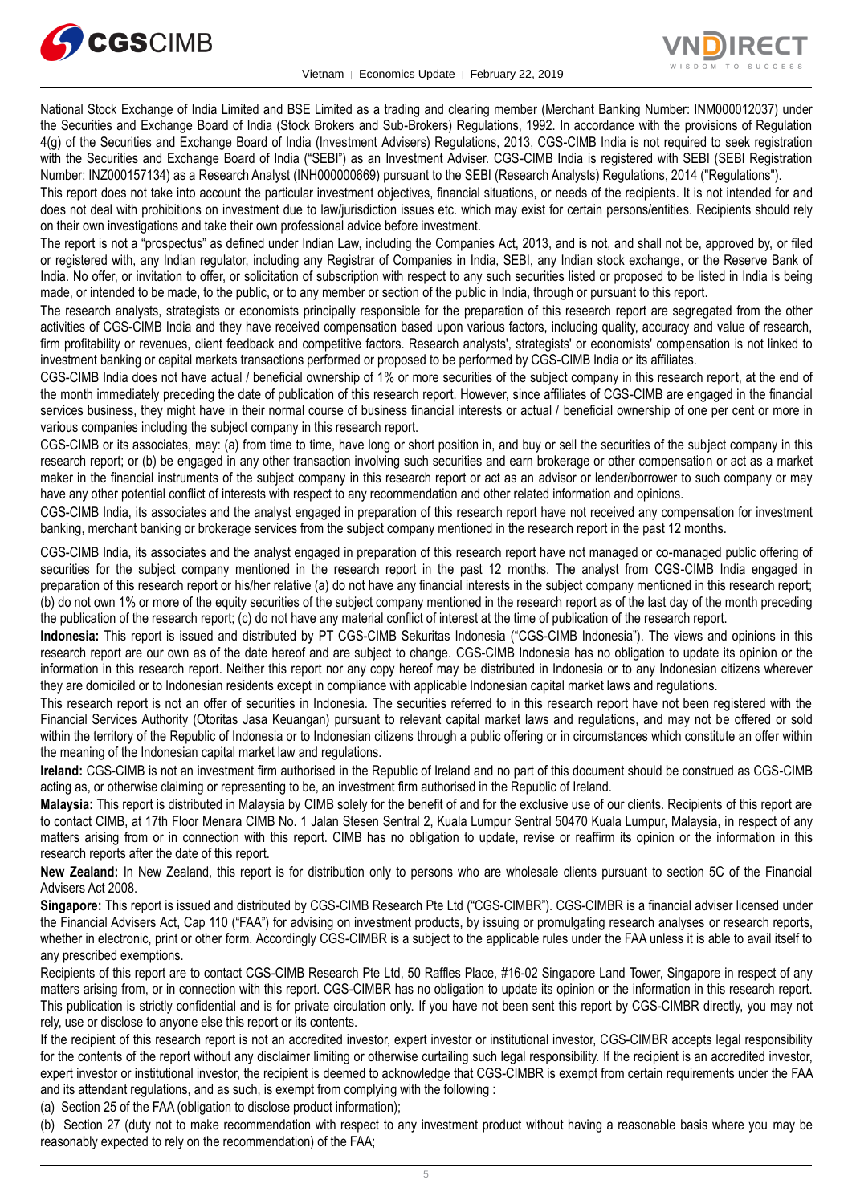National Stock Exchange of India Limited and BSE Limited as a trading and clearing member (Merchant Banking Number: INM000012037) under the Securities and Exchange Board of India (Stock Brokers and Sub-Brokers) Regulations, 1992. In accordance with the provisions of Regulation 4(g) of the Securities and Exchange Board of India (Investment Advisers) Regulations, 2013, CGS-CIMB India is not required to seek registration with the Securities and Exchange Board of India ("SEBI") as an Investment Adviser. CGS-CIMB India is registered with SEBI (SEBI Registration Number: INZ000157134) as a Research Analyst (INH000000669) pursuant to the SEBI (Research Analysts) Regulations, 2014 ("Regulations").

This report does not take into account the particular investment objectives, financial situations, or needs of the recipients. It is not intended for and does not deal with prohibitions on investment due to law/jurisdiction issues etc. which may exist for certain persons/entities. Recipients should rely on their own investigations and take their own professional advice before investment.

The report is not a "prospectus" as defined under Indian Law, including the Companies Act, 2013, and is not, and shall not be, approved by, or filed or registered with, any Indian regulator, including any Registrar of Companies in India, SEBI, any Indian stock exchange, or the Reserve Bank of India. No offer, or invitation to offer, or solicitation of subscription with respect to any such securities listed or proposed to be listed in India is being made, or intended to be made, to the public, or to any member or section of the public in India, through or pursuant to this report.

The research analysts, strategists or economists principally responsible for the preparation of this research report are segregated from the other activities of CGS-CIMB India and they have received compensation based upon various factors, including quality, accuracy and value of research, firm profitability or revenues, client feedback and competitive factors. Research analysts', strategists' or economists' compensation is not linked to investment banking or capital markets transactions performed or proposed to be performed by CGS-CIMB India or its affiliates.

CGS-CIMB India does not have actual / beneficial ownership of 1% or more securities of the subject company in this research report, at the end of the month immediately preceding the date of publication of this research report. However, since affiliates of CGS-CIMB are engaged in the financial services business, they might have in their normal course of business financial interests or actual / beneficial ownership of one per cent or more in various companies including the subject company in this research report.

CGS-CIMB or its associates, may: (a) from time to time, have long or short position in, and buy or sell the securities of the subject company in this research report; or (b) be engaged in any other transaction involving such securities and earn brokerage or other compensation or act as a market maker in the financial instruments of the subject company in this research report or act as an advisor or lender/borrower to such company or may have any other potential conflict of interests with respect to any recommendation and other related information and opinions.

CGS-CIMB India, its associates and the analyst engaged in preparation of this research report have not received any compensation for investment banking, merchant banking or brokerage services from the subject company mentioned in the research report in the past 12 months.

CGS-CIMB India, its associates and the analyst engaged in preparation of this research report have not managed or co-managed public offering of securities for the subject company mentioned in the research report in the past 12 months. The analyst from CGS-CIMB India engaged in preparation of this research report or his/her relative (a) do not have any financial interests in the subject company mentioned in this research report; (b) do not own 1% or more of the equity securities of the subject company mentioned in the research report as of the last day of the month preceding the publication of the research report; (c) do not have any material conflict of interest at the time of publication of the research report.

**Indonesia:** This report is issued and distributed by PT CGS-CIMB Sekuritas Indonesia ("CGS-CIMB Indonesia"). The views and opinions in this research report are our own as of the date hereof and are subject to change. CGS-CIMB Indonesia has no obligation to update its opinion or the information in this research report. Neither this report nor any copy hereof may be distributed in Indonesia or to any Indonesian citizens wherever they are domiciled or to Indonesian residents except in compliance with applicable Indonesian capital market laws and regulations.

This research report is not an offer of securities in Indonesia. The securities referred to in this research report have not been registered with the Financial Services Authority (Otoritas Jasa Keuangan) pursuant to relevant capital market laws and regulations, and may not be offered or sold within the territory of the Republic of Indonesia or to Indonesian citizens through a public offering or in circumstances which constitute an offer within the meaning of the Indonesian capital market law and regulations.

**Ireland:** CGS-CIMB is not an investment firm authorised in the Republic of Ireland and no part of this document should be construed as CGS-CIMB acting as, or otherwise claiming or representing to be, an investment firm authorised in the Republic of Ireland.

**Malaysia:** This report is distributed in Malaysia by CIMB solely for the benefit of and for the exclusive use of our clients. Recipients of this report are to contact CIMB, at 17th Floor Menara CIMB No. 1 Jalan Stesen Sentral 2, Kuala Lumpur Sentral 50470 Kuala Lumpur, Malaysia, in respect of any matters arising from or in connection with this report. CIMB has no obligation to update, revise or reaffirm its opinion or the information in this research reports after the date of this report.

**New Zealand:** In New Zealand, this report is for distribution only to persons who are wholesale clients pursuant to section 5C of the Financial Advisers Act 2008.

**Singapore:** This report is issued and distributed by CGS-CIMB Research Pte Ltd ("CGS-CIMBR"). CGS-CIMBR is a financial adviser licensed under the Financial Advisers Act, Cap 110 ("FAA") for advising on investment products, by issuing or promulgating research analyses or research reports, whether in electronic, print or other form. Accordingly CGS-CIMBR is a subject to the applicable rules under the FAA unless it is able to avail itself to any prescribed exemptions.

Recipients of this report are to contact CGS-CIMB Research Pte Ltd, 50 Raffles Place, #16-02 Singapore Land Tower, Singapore in respect of any matters arising from, or in connection with this report. CGS-CIMBR has no obligation to update its opinion or the information in this research report. This publication is strictly confidential and is for private circulation only. If you have not been sent this report by CGS-CIMBR directly, you may not rely, use or disclose to anyone else this report or its contents.

If the recipient of this research report is not an accredited investor, expert investor or institutional investor, CGS-CIMBR accepts legal responsibility for the contents of the report without any disclaimer limiting or otherwise curtailing such legal responsibility. If the recipient is an accredited investor, expert investor or institutional investor, the recipient is deemed to acknowledge that CGS-CIMBR is exempt from certain requirements under the FAA and its attendant regulations, and as such, is exempt from complying with the following :

(a) Section 25 of the FAA (obligation to disclose product information);

(b) Section 27 (duty not to make recommendation with respect to any investment product without having a reasonable basis where you may be reasonably expected to rely on the recommendation) of the FAA;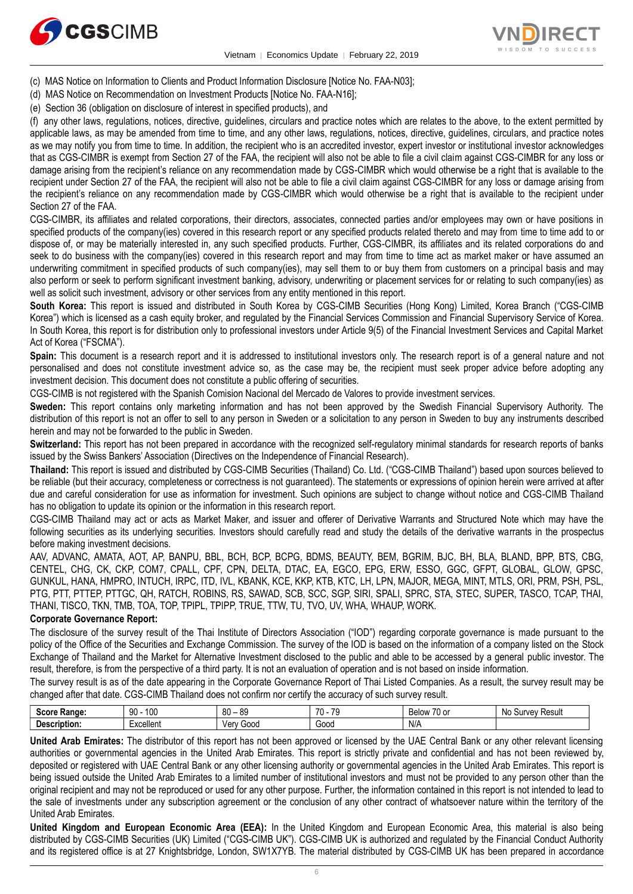(c) MAS Notice on Information to Clients and Product Information Disclosure [Notice No. FAA-N03];

(d) MAS Notice on Recommendation on Investment Products [Notice No. FAA-N16];

(e) Section 36 (obligation on disclosure of interest in specified products), and

(f) any other laws, regulations, notices, directive, guidelines, circulars and practice notes which are relates to the above, to the extent permitted by applicable laws, as may be amended from time to time, and any other laws, regulations, notices, directive, guidelines, circulars, and practice notes as we may notify you from time to time. In addition, the recipient who is an accredited investor, expert investor or institutional investor acknowledges that as CGS-CIMBR is exempt from Section 27 of the FAA, the recipient will also not be able to file a civil claim against CGS-CIMBR for any loss or damage arising from the recipient's reliance on any recommendation made by CGS-CIMBR which would otherwise be a right that is available to the recipient under Section 27 of the FAA, the recipient will also not be able to file a civil claim against CGS-CIMBR for any loss or damage arising from the recipient's reliance on any recommendation made by CGS-CIMBR which would otherwise be a right that is available to the recipient under Section 27 of the FAA.

CGS-CIMBR, its affiliates and related corporations, their directors, associates, connected parties and/or employees may own or have positions in specified products of the company(ies) covered in this research report or any specified products related thereto and may from time to time add to or dispose of, or may be materially interested in, any such specified products. Further, CGS-CIMBR, its affiliates and its related corporations do and seek to do business with the company(ies) covered in this research report and may from time to time act as market maker or have assumed an underwriting commitment in specified products of such company(ies), may sell them to or buy them from customers on a principal basis and may also perform or seek to perform significant investment banking, advisory, underwriting or placement services for or relating to such company(ies) as well as solicit such investment, advisory or other services from any entity mentioned in this report.

**South Korea:** This report is issued and distributed in South Korea by CGS-CIMB Securities (Hong Kong) Limited, Korea Branch ("CGS-CIMB Korea") which is licensed as a cash equity broker, and regulated by the Financial Services Commission and Financial Supervisory Service of Korea. In South Korea, this report is for distribution only to professional investors under Article 9(5) of the Financial Investment Services and Capital Market Act of Korea ("FSCMA").

**Spain:** This document is a research report and it is addressed to institutional investors only. The research report is of a general nature and not personalised and does not constitute investment advice so, as the case may be, the recipient must seek proper advice before adopting any investment decision. This document does not constitute a public offering of securities.

CGS-CIMB is not registered with the Spanish Comision Nacional del Mercado de Valores to provide investment services.

**Sweden:** This report contains only marketing information and has not been approved by the Swedish Financial Supervisory Authority. The distribution of this report is not an offer to sell to any person in Sweden or a solicitation to any person in Sweden to buy any instruments described herein and may not be forwarded to the public in Sweden.

**Switzerland:** This report has not been prepared in accordance with the recognized self-regulatory minimal standards for research reports of banks issued by the Swiss Bankers' Association (Directives on the Independence of Financial Research).

**Thailand:** This report is issued and distributed by CGS-CIMB Securities (Thailand) Co. Ltd. ("CGS-CIMB Thailand") based upon sources believed to be reliable (but their accuracy, completeness or correctness is not guaranteed). The statements or expressions of opinion herein were arrived at after due and careful consideration for use as information for investment. Such opinions are subject to change without notice and CGS-CIMB Thailand has no obligation to update its opinion or the information in this research report.

CGS-CIMB Thailand may act or acts as Market Maker, and issuer and offerer of Derivative Warrants and Structured Note which may have the following securities as its underlying securities. Investors should carefully read and study the details of the derivative warrants in the prospectus before making investment decisions.

AAV, ADVANC, AMATA, AOT, AP, BANPU, BBL, BCH, BCP, BCPG, BDMS, BEAUTY, BEM, BGRIM, BJC, BH, BLA, BLAND, BPP, BTS, CBG, CENTEL, CHG, CK, CKP, COM7, CPALL, CPF, CPN, DELTA, DTAC, EA, EGCO, EPG, ERW, ESSO, GGC, GFPT, GLOBAL, GLOW, GPSC, GUNKUL, HANA, HMPRO, INTUCH, IRPC, ITD, IVL, KBANK, KCE, KKP, KTB, KTC, LH, LPN, MAJOR, MEGA, MINT, MTLS, ORI, PRM, PSH, PSL, PTG, PTT, PTTEP, PTTGC, QH, RATCH, ROBINS, RS, SAWAD, SCB, SCC, SGP, SIRI, SPALI, SPRC, STA, STEC, SUPER, TASCO, TCAP, THAI, THANI, TISCO, TKN, TMB, TOA, TOP, TPIPL, TPIPP, TRUE, TTW, TU, TVO, UV, WHA, WHAUP, WORK.

**Corporate Governance Report:**

The disclosure of the survey result of the Thai Institute of Directors Association ("IOD") regarding corporate governance is made pursuant to the policy of the Office of the Securities and Exchange Commission. The survey of the IOD is based on the information of a company listed on the Stock Exchange of Thailand and the Market for Alternative Investment disclosed to the public and able to be accessed by a general public investor. The result, therefore, is from the perspective of a third party. It is not an evaluation of operation and is not based on inside information.

The survey result is as of the date appearing in the Corporate Governance Report of Thai Listed Companies. As a result, the survey result may be changed after that date. CGS-CIMB Thailand does not confirm nor certify the accuracy of such survey result.

| **Score Range:** | 90 - 100 | 80 – 89 | 70 - 79 | Below 70 or | No Survey Result |
|---|---|---|---|---|---|
| **Description:** | Excellent | Very Good | Good | N/A | |

**United Arab Emirates:** The distributor of this report has not been approved or licensed by the UAE Central Bank or any other relevant licensing authorities or governmental agencies in the United Arab Emirates. This report is strictly private and confidential and has not been reviewed by, deposited or registered with UAE Central Bank or any other licensing authority or governmental agencies in the United Arab Emirates. This report is being issued outside the United Arab Emirates to a limited number of institutional investors and must not be provided to any person other than the original recipient and may not be reproduced or used for any other purpose. Further, the information contained in this report is not intended to lead to the sale of investments under any subscription agreement or the conclusion of any other contract of whatsoever nature within the territory of the United Arab Emirates.

**United Kingdom and European Economic Area (EEA):** In the United Kingdom and European Economic Area, this material is also being distributed by CGS-CIMB Securities (UK) Limited ("CGS-CIMB UK"). CGS-CIMB UK is authorized and regulated by the Financial Conduct Authority and its registered office is at 27 Knightsbridge, London, SW1X7YB. The material distributed by CGS-CIMB UK has been prepared in accordance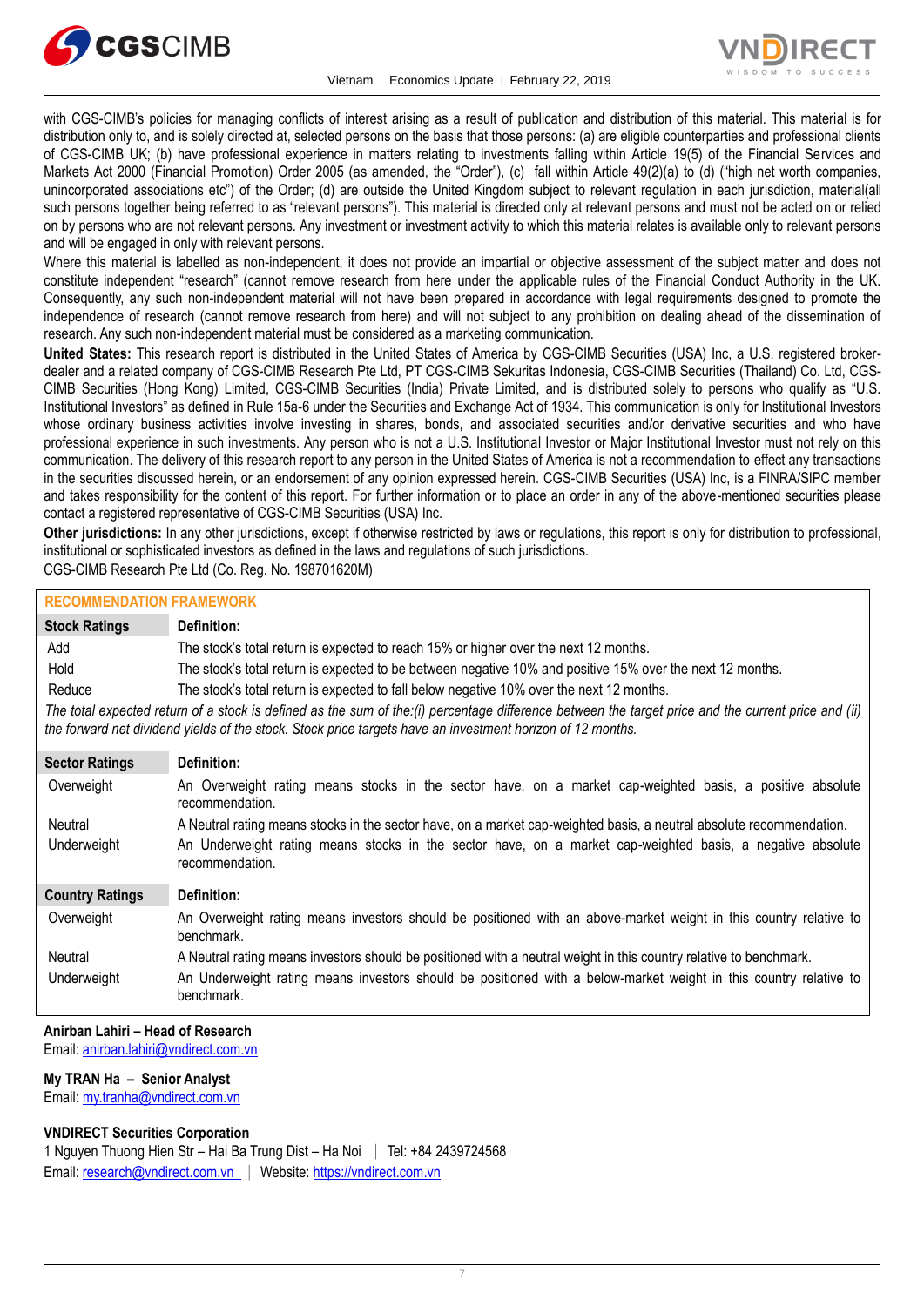with CGS-CIMB's policies for managing conflicts of interest arising as a result of publication and distribution of this material. This material is for distribution only to, and is solely directed at, selected persons on the basis that those persons: (a) are eligible counterparties and professional clients of CGS-CIMB UK; (b) have professional experience in matters relating to investments falling within Article 19(5) of the Financial Services and Markets Act 2000 (Financial Promotion) Order 2005 (as amended, the "Order"), (c) fall within Article 49(2)(a) to (d) ("high net worth companies, unincorporated associations etc") of the Order; (d) are outside the United Kingdom subject to relevant regulation in each jurisdiction, material(all such persons together being referred to as "relevant persons"). This material is directed only at relevant persons and must not be acted on or relied on by persons who are not relevant persons. Any investment or investment activity to which this material relates is available only to relevant persons and will be engaged in only with relevant persons.

Where this material is labelled as non-independent, it does not provide an impartial or objective assessment of the subject matter and does not constitute independent "research" (cannot remove research from here under the applicable rules of the Financial Conduct Authority in the UK. Consequently, any such non-independent material will not have been prepared in accordance with legal requirements designed to promote the independence of research (cannot remove research from here) and will not subject to any prohibition on dealing ahead of the dissemination of research. Any such non-independent material must be considered as a marketing communication.

**United States:** This research report is distributed in the United States of America by CGS-CIMB Securities (USA) Inc, a U.S. registered broker-dealer and a related company of CGS-CIMB Research Pte Ltd, PT CGS-CIMB Sekuritas Indonesia, CGS-CIMB Securities (Thailand) Co. Ltd, CGS-CIMB Securities (Hong Kong) Limited, CGS-CIMB Securities (India) Private Limited, and is distributed solely to persons who qualify as "U.S. Institutional Investors" as defined in Rule 15a-6 under the Securities and Exchange Act of 1934. This communication is only for Institutional Investors whose ordinary business activities involve investing in shares, bonds, and associated securities and/or derivative securities and who have professional experience in such investments. Any person who is not a U.S. Institutional Investor or Major Institutional Investor must not rely on this communication. The delivery of this research report to any person in the United States of America is not a recommendation to effect any transactions in the securities discussed herein, or an endorsement of any opinion expressed herein. CGS-CIMB Securities (USA) Inc, is a FINRA/SIPC member and takes responsibility for the content of this report. For further information or to place an order in any of the above-mentioned securities please contact a registered representative of CGS-CIMB Securities (USA) Inc.

**Other jurisdictions:** In any other jurisdictions, except if otherwise restricted by laws or regulations, this report is only for distribution to professional, institutional or sophisticated investors as defined in the laws and regulations of such jurisdictions.

CGS-CIMB Research Pte Ltd (Co. Reg. No. 198701620M)

## RECOMMENDATION FRAMEWORK

| Stock Ratings | Definition: |
|---|---|
| Add | The stock's total return is expected to reach 15% or higher over the next 12 months. |
| Hold | The stock's total return is expected to be between negative 10% and positive 15% over the next 12 months. |
| Reduce | The stock's total return is expected to fall below negative 10% over the next 12 months. |

*The total expected return of a stock is defined as the sum of the:(i) percentage difference between the target price and the current price and (ii) the forward net dividend yields of the stock. Stock price targets have an investment horizon of 12 months.*

| Sector Ratings | Definition: |
|---|---|
| Overweight | An Overweight rating means stocks in the sector have, on a market cap-weighted basis, a positive absolute recommendation. |
| Neutral | A Neutral rating means stocks in the sector have, on a market cap-weighted basis, a neutral absolute recommendation. |
| Underweight | An Underweight rating means stocks in the sector have, on a market cap-weighted basis, a negative absolute recommendation. |

| Country Ratings | Definition: |
|---|---|
| Overweight | An Overweight rating means investors should be positioned with an above-market weight in this country relative to benchmark. |
| Neutral | A Neutral rating means investors should be positioned with a neutral weight in this country relative to benchmark. |
| Underweight | An Underweight rating means investors should be positioned with a below-market weight in this country relative to benchmark. |

**Anirban Lahiri – Head of Research**
Email: anirban.lahiri@vndirect.com.vn

**My TRAN Ha – Senior Analyst**
Email: my.tranha@vndirect.com.vn

**VNDIRECT Securities Corporation**
1 Nguyen Thuong Hien Str – Hai Ba Trung Dist – Ha Noi | Tel: +84 2439724568
Email: research@vndirect.com.vn | Website: https://vndirect.com.vn